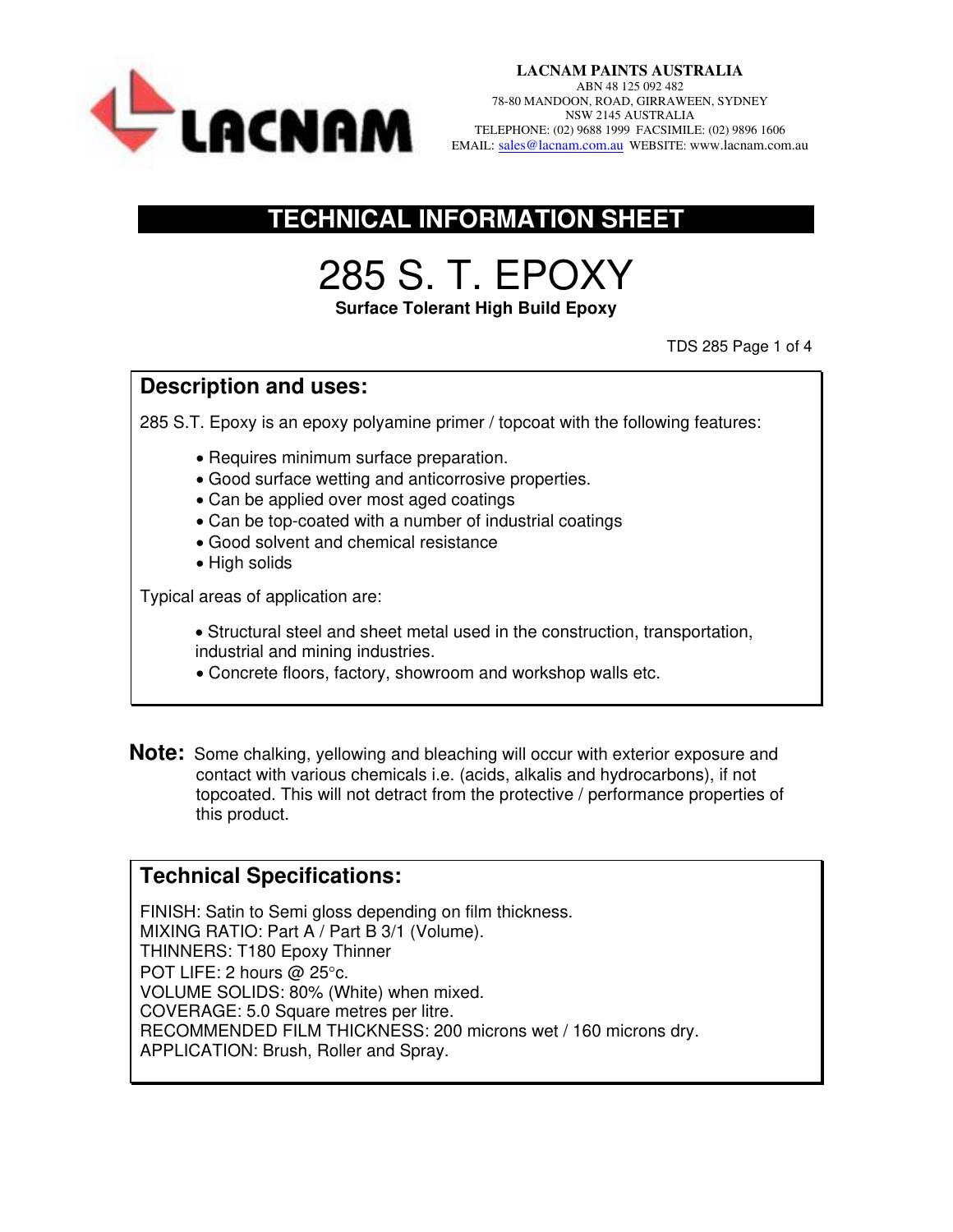**LACNAM PAINTS AUSTRALIA**
ABN 48 125 092 482
78-80 MANDOON, ROAD, GIRRAWEEN, SYDNEY
NSW 2145 AUSTRALIA
TELEPHONE: (02) 9688 1999 FACSIMILE: (02) 9896 1606
EMAIL: sales@lacnam.com.au WEBSITE: www.lacnam.com.au

# TECHNICAL INFORMATION SHEET

# 285 S. T. EPOXY

**Surface Tolerant High Build Epoxy**

## Description and uses:

285 S.T. Epoxy is an epoxy polyamine primer / topcoat with the following features:

- Requires minimum surface preparation.
- Good surface wetting and anticorrosive properties.
- Can be applied over most aged coatings
- Can be top-coated with a number of industrial coatings
- Good solvent and chemical resistance
- High solids

Typical areas of application are:

- Structural steel and sheet metal used in the construction, transportation, industrial and mining industries.
- Concrete floors, factory, showroom and workshop walls etc.

**Note:** Some chalking, yellowing and bleaching will occur with exterior exposure and contact with various chemicals i.e. (acids, alkalis and hydrocarbons), if not topcoated. This will not detract from the protective / performance properties of this product.

## Technical Specifications:

FINISH: Satin to Semi gloss depending on film thickness.
MIXING RATIO: Part A / Part B 3/1 (Volume).
THINNERS: T180 Epoxy Thinner
POT LIFE: 2 hours @ 25°c.
VOLUME SOLIDS: 80% (White) when mixed.
COVERAGE: 5.0 Square metres per litre.
RECOMMENDED FILM THICKNESS: 200 microns wet / 160 microns dry.
APPLICATION: Brush, Roller and Spray.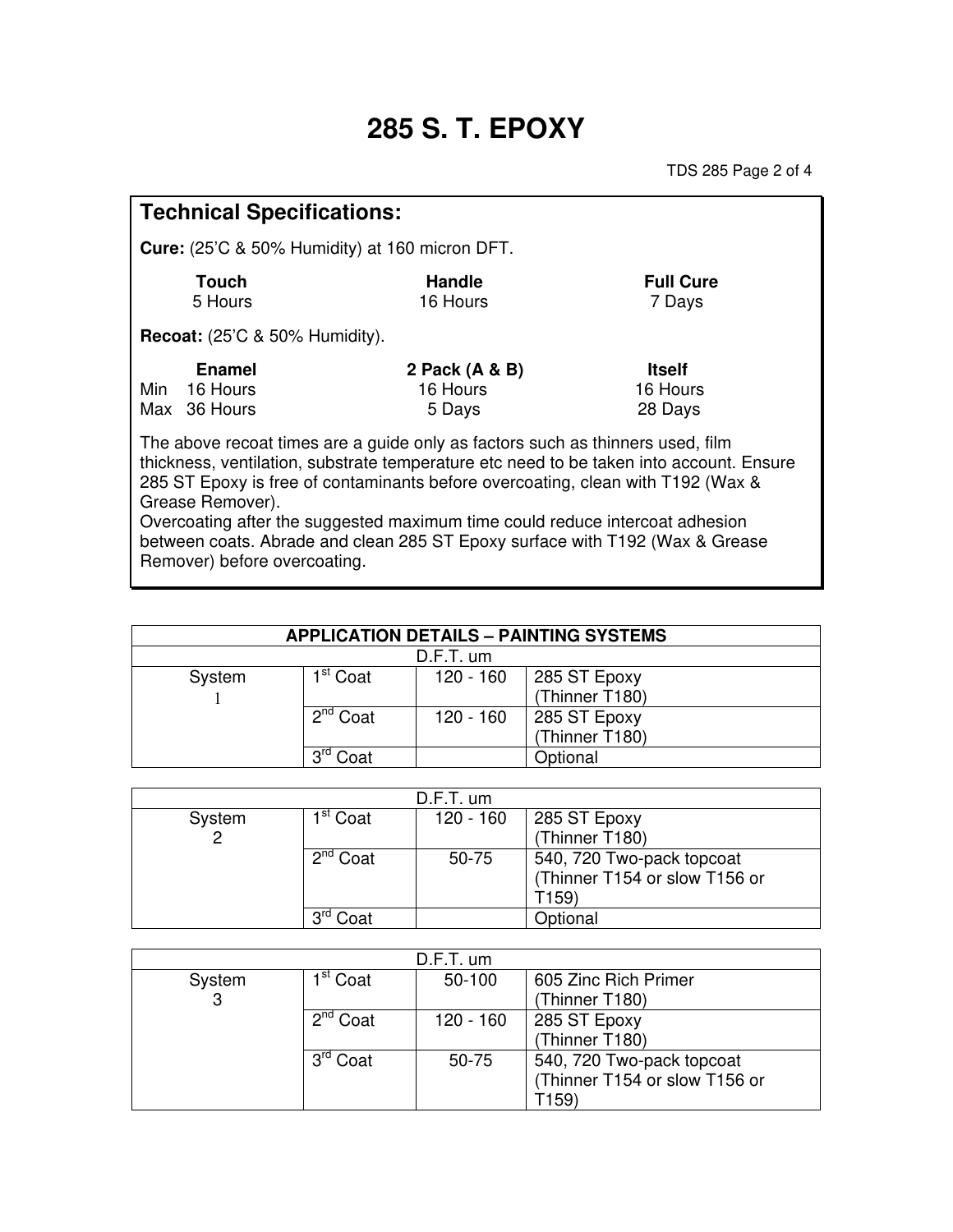# 285 S. T. EPOXY

## Technical Specifications:

**Cure:** (25'C & 50% Humidity) at 160 micron DFT.

| Touch | Handle | Full Cure |
|---|---|---|
| 5 Hours | 16 Hours | 7 Days |

**Recoat:** (25'C & 50% Humidity).

| | Enamel | 2 Pack (A & B) | Itself |
|---|---|---|---|
| Min | 16 Hours | 16 Hours | 16 Hours |
| Max | 36 Hours | 5 Days | 28 Days |

The above recoat times are a guide only as factors such as thinners used, film thickness, ventilation, substrate temperature etc need to be taken into account. Ensure 285 ST Epoxy is free of contaminants before overcoating, clean with T192 (Wax & Grease Remover).

Overcoating after the suggested maximum time could reduce intercoat adhesion between coats. Abrade and clean 285 ST Epoxy surface with T192 (Wax & Grease Remover) before overcoating.

| APPLICATION DETAILS – PAINTING SYSTEMS | | | |
|---|---|---|---|
| | | D.F.T. um | |
| System 1 | 1st Coat | 120 - 160 | 285 ST Epoxy (Thinner T180) |
| | 2nd Coat | 120 - 160 | 285 ST Epoxy (Thinner T180) |
| | 3rd Coat | | Optional |

| | | D.F.T. um | |
|---|---|---|---|
| System 2 | 1st Coat | 120 - 160 | 285 ST Epoxy (Thinner T180) |
| | 2nd Coat | 50-75 | 540, 720 Two-pack topcoat (Thinner T154 or slow T156 or T159) |
| | 3rd Coat | | Optional |

| | | D.F.T. um | |
|---|---|---|---|
| System 3 | 1st Coat | 50-100 | 605 Zinc Rich Primer (Thinner T180) |
| | 2nd Coat | 120 - 160 | 285 ST Epoxy (Thinner T180) |
| | 3rd Coat | 50-75 | 540, 720 Two-pack topcoat (Thinner T154 or slow T156 or T159) |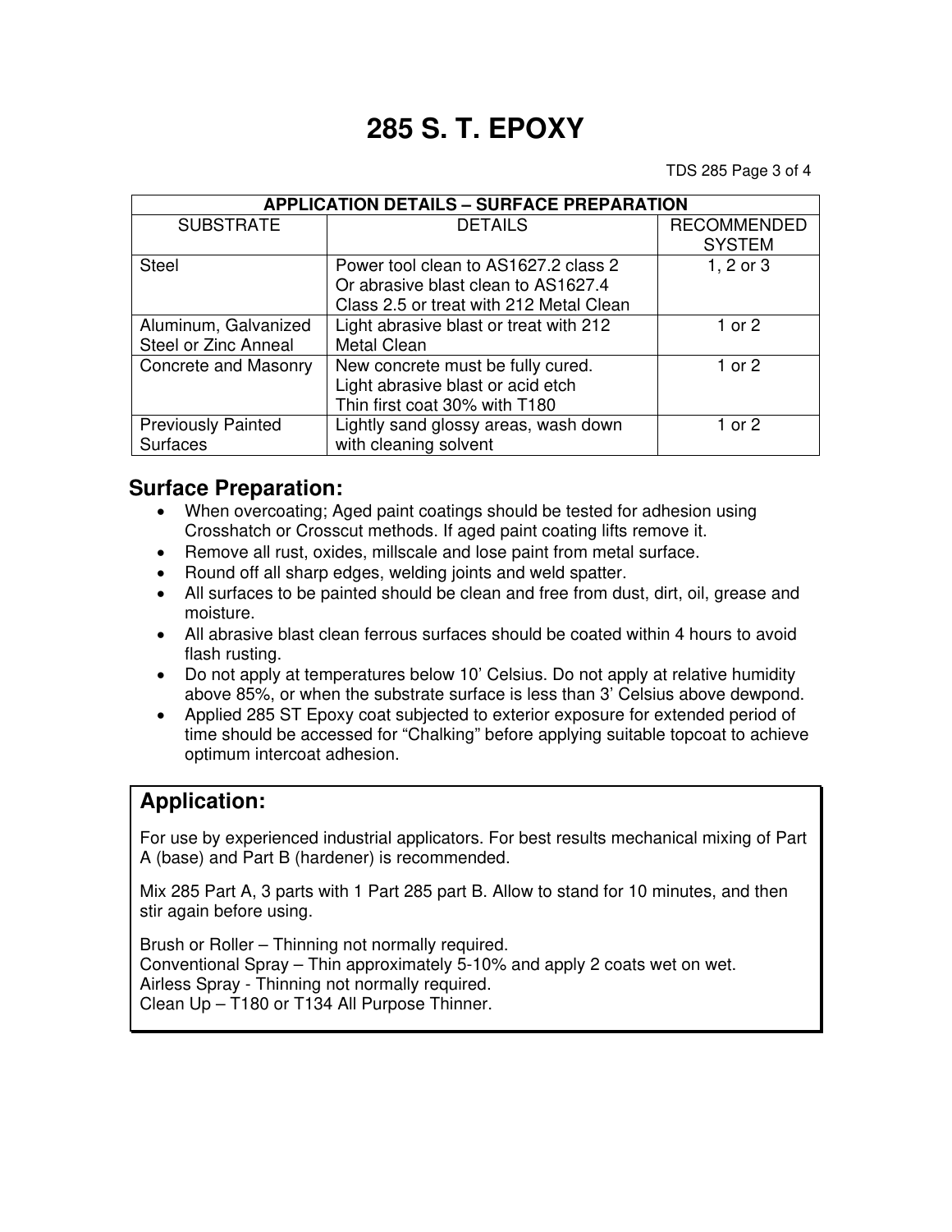# 285 S. T. EPOXY

| APPLICATION DETAILS – SURFACE PREPARATION | | |
|---|---|---|
| SUBSTRATE | DETAILS | RECOMMENDED SYSTEM |
| Steel | Power tool clean to AS1627.2 class 2 Or abrasive blast clean to AS1627.4 Class 2.5 or treat with 212 Metal Clean | 1, 2 or 3 |
| Aluminum, Galvanized Steel or Zinc Anneal | Light abrasive blast or treat with 212 Metal Clean | 1 or 2 |
| Concrete and Masonry | New concrete must be fully cured. Light abrasive blast or acid etch Thin first coat 30% with T180 | 1 or 2 |
| Previously Painted Surfaces | Lightly sand glossy areas, wash down with cleaning solvent | 1 or 2 |

## Surface Preparation:

- When overcoating; Aged paint coatings should be tested for adhesion using Crosshatch or Crosscut methods. If aged paint coating lifts remove it.
- Remove all rust, oxides, millscale and lose paint from metal surface.
- Round off all sharp edges, welding joints and weld spatter.
- All surfaces to be painted should be clean and free from dust, dirt, oil, grease and moisture.
- All abrasive blast clean ferrous surfaces should be coated within 4 hours to avoid flash rusting.
- Do not apply at temperatures below 10' Celsius. Do not apply at relative humidity above 85%, or when the substrate surface is less than 3' Celsius above dewpond.
- Applied 285 ST Epoxy coat subjected to exterior exposure for extended period of time should be accessed for "Chalking" before applying suitable topcoat to achieve optimum intercoat adhesion.

## Application:

For use by experienced industrial applicators. For best results mechanical mixing of Part A (base) and Part B (hardener) is recommended.

Mix 285 Part A, 3 parts with 1 Part 285 part B. Allow to stand for 10 minutes, and then stir again before using.

Brush or Roller – Thinning not normally required.
Conventional Spray – Thin approximately 5-10% and apply 2 coats wet on wet.
Airless Spray - Thinning not normally required.
Clean Up – T180 or T134 All Purpose Thinner.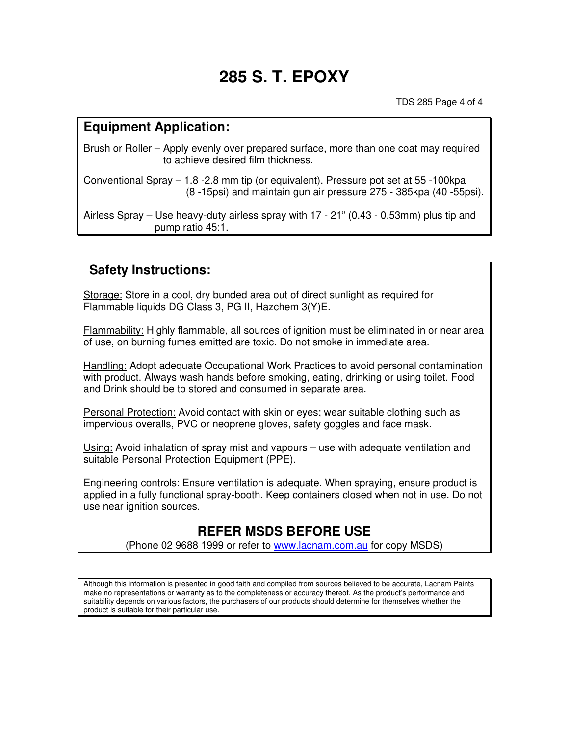# 285 S. T. EPOXY

## Equipment Application:

Brush or Roller – Apply evenly over prepared surface, more than one coat may required to achieve desired film thickness.

Conventional Spray – 1.8 -2.8 mm tip (or equivalent). Pressure pot set at 55 -100kpa (8 -15psi) and maintain gun air pressure 275 - 385kpa (40 -55psi).

Airless Spray – Use heavy-duty airless spray with 17 - 21" (0.43 - 0.53mm) plus tip and pump ratio 45:1.

## Safety Instructions:

Storage: Store in a cool, dry bunded area out of direct sunlight as required for Flammable liquids DG Class 3, PG II, Hazchem 3(Y)E.

Flammability: Highly flammable, all sources of ignition must be eliminated in or near area of use, on burning fumes emitted are toxic. Do not smoke in immediate area.

Handling: Adopt adequate Occupational Work Practices to avoid personal contamination with product. Always wash hands before smoking, eating, drinking or using toilet. Food and Drink should be to stored and consumed in separate area.

Personal Protection: Avoid contact with skin or eyes; wear suitable clothing such as impervious overalls, PVC or neoprene gloves, safety goggles and face mask.

Using: Avoid inhalation of spray mist and vapours – use with adequate ventilation and suitable Personal Protection Equipment (PPE).

Engineering controls: Ensure ventilation is adequate. When spraying, ensure product is applied in a fully functional spray-booth. Keep containers closed when not in use. Do not use near ignition sources.

### REFER MSDS BEFORE USE

(Phone 02 9688 1999 or refer to www.lacnam.com.au for copy MSDS)

Although this information is presented in good faith and compiled from sources believed to be accurate, Lacnam Paints make no representations or warranty as to the completeness or accuracy thereof. As the product's performance and suitability depends on various factors, the purchasers of our products should determine for themselves whether the product is suitable for their particular use.